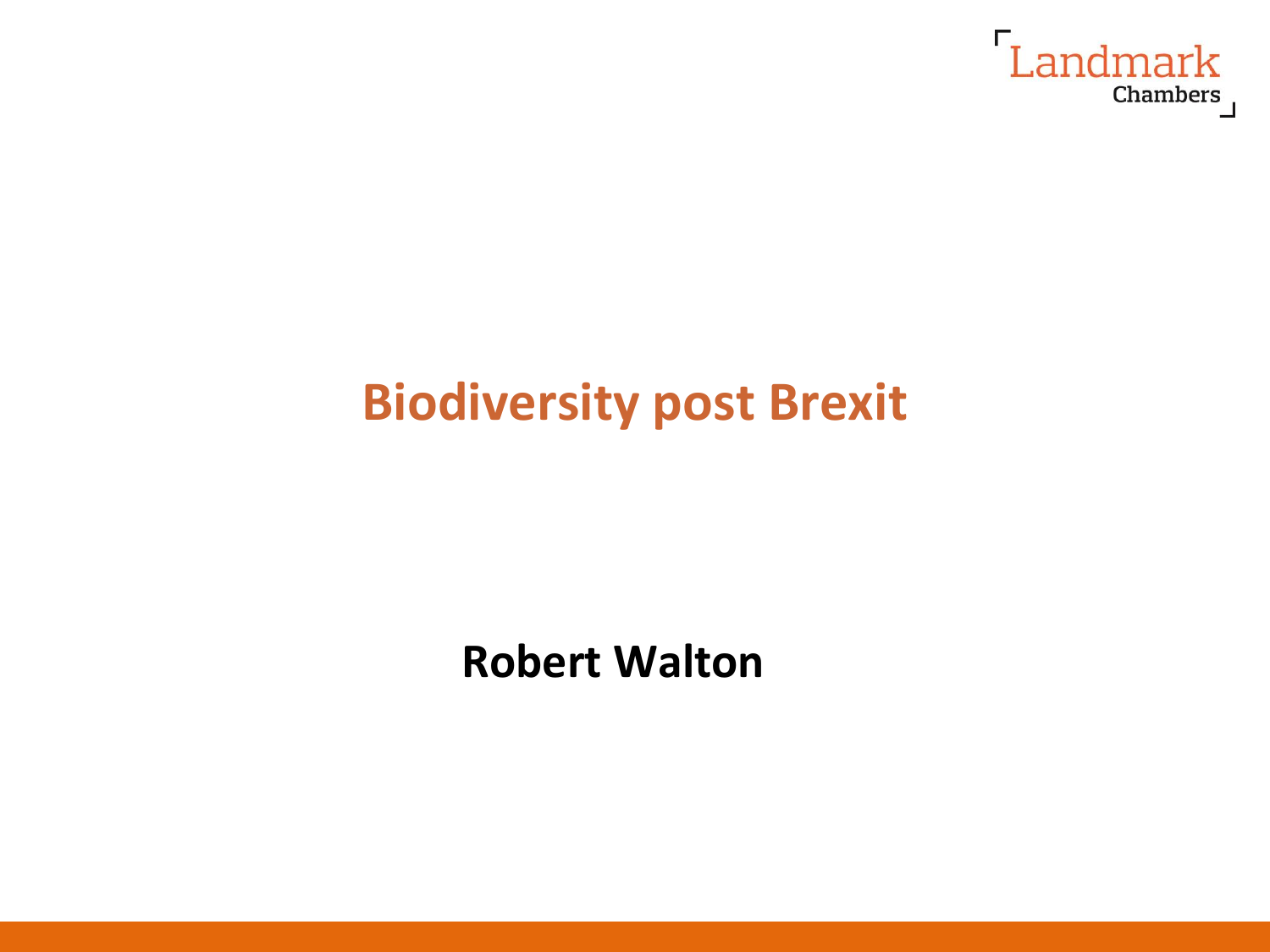Landmark Chambers

# Biodiversity post Brexit

**Robert Walton**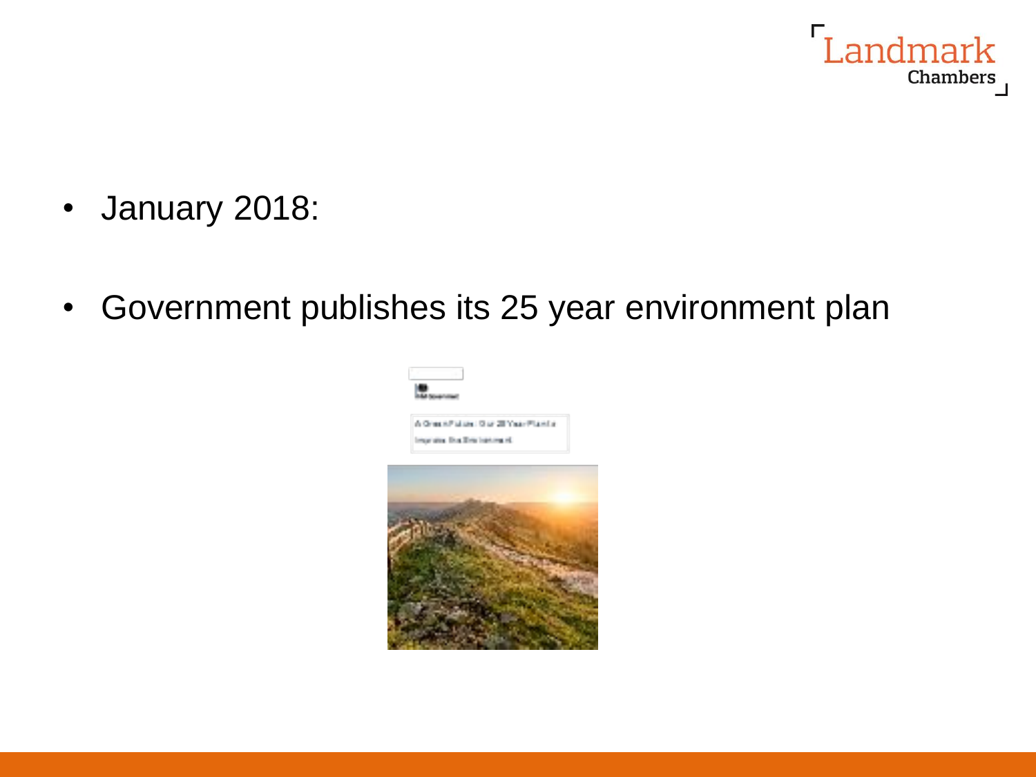- January 2018:

- Government publishes its 25 year environment plan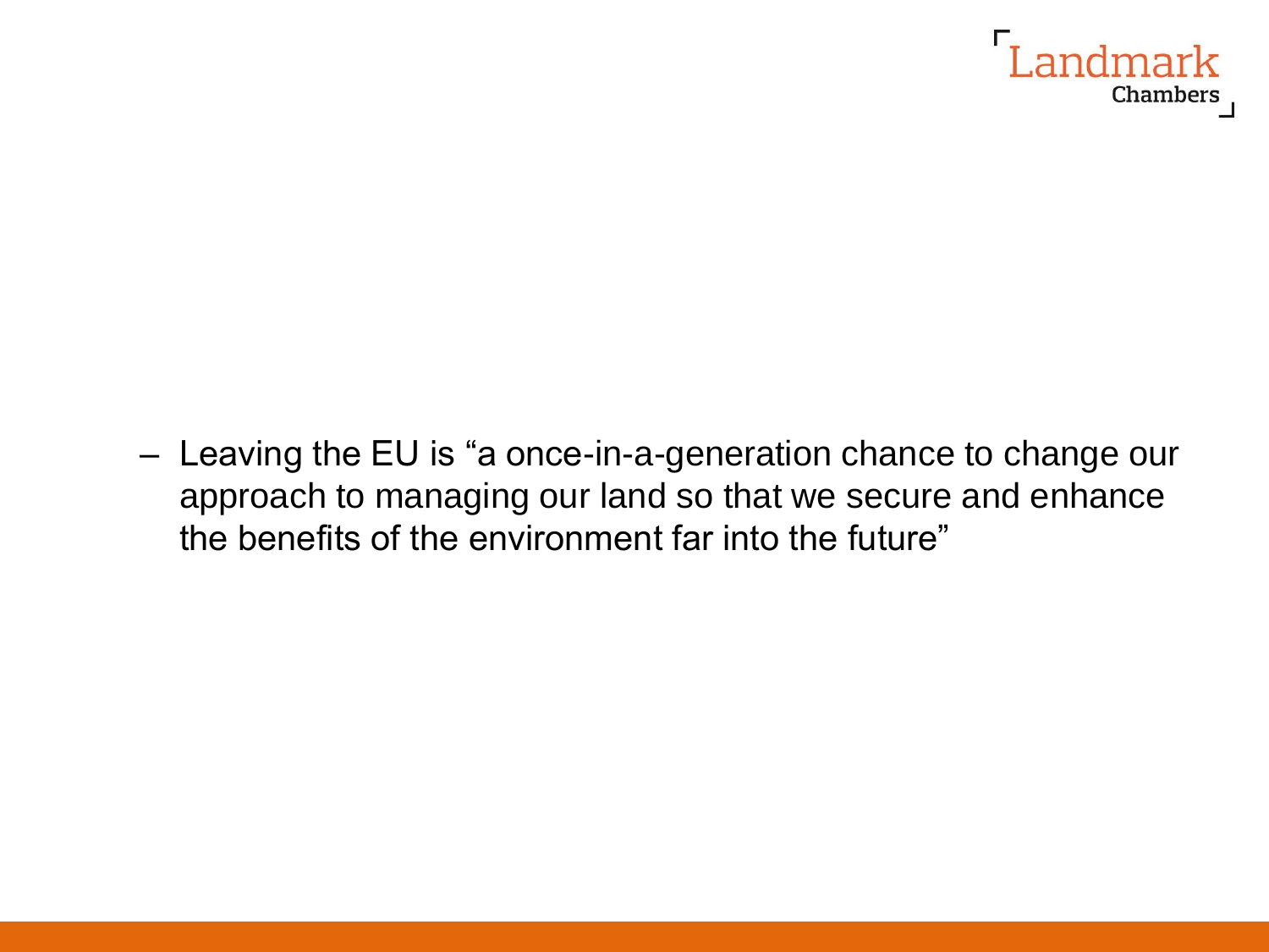- Leaving the EU is "a once-in-a-generation chance to change our approach to managing our land so that we secure and enhance the benefits of the environment far into the future"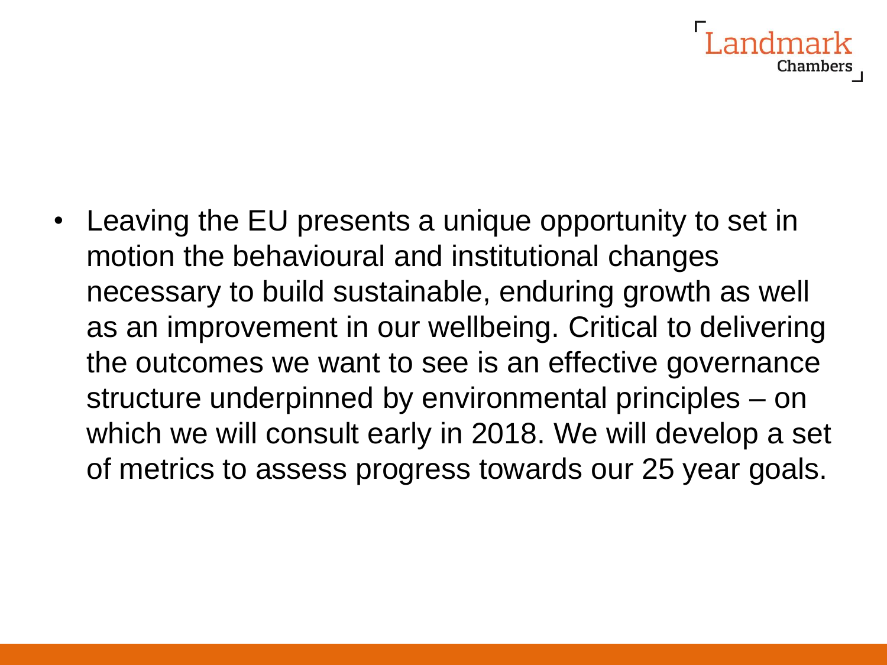- Leaving the EU presents a unique opportunity to set in motion the behavioural and institutional changes necessary to build sustainable, enduring growth as well as an improvement in our wellbeing. Critical to delivering the outcomes we want to see is an effective governance structure underpinned by environmental principles – on which we will consult early in 2018. We will develop a set of metrics to assess progress towards our 25 year goals.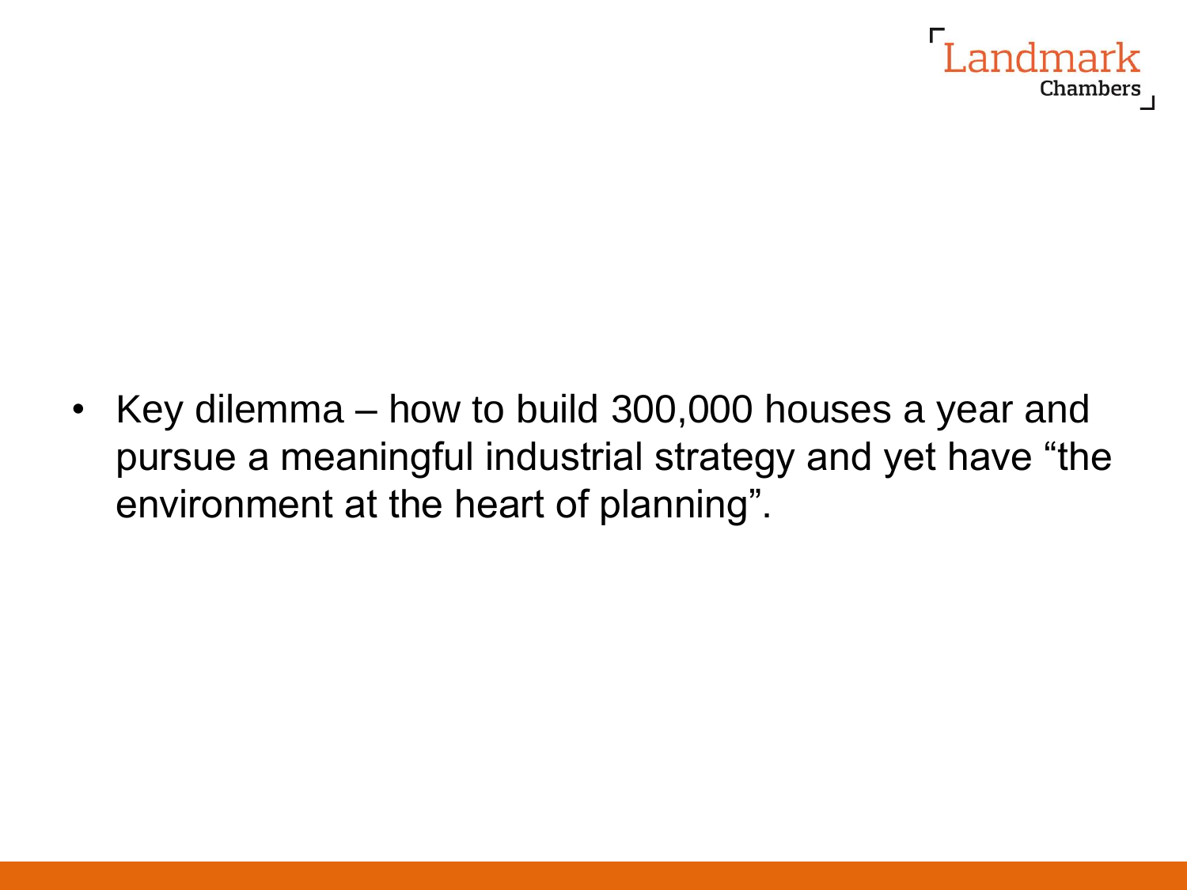- Key dilemma – how to build 300,000 houses a year and pursue a meaningful industrial strategy and yet have "the environment at the heart of planning".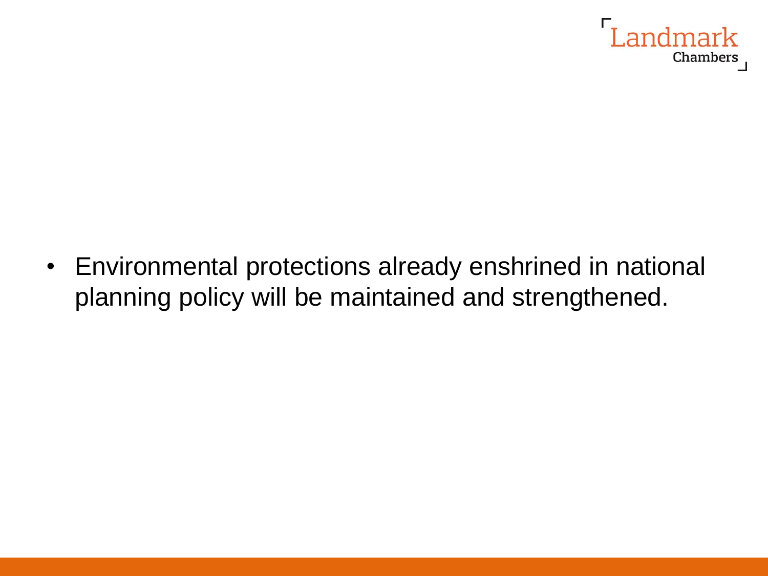- Environmental protections already enshrined in national planning policy will be maintained and strengthened.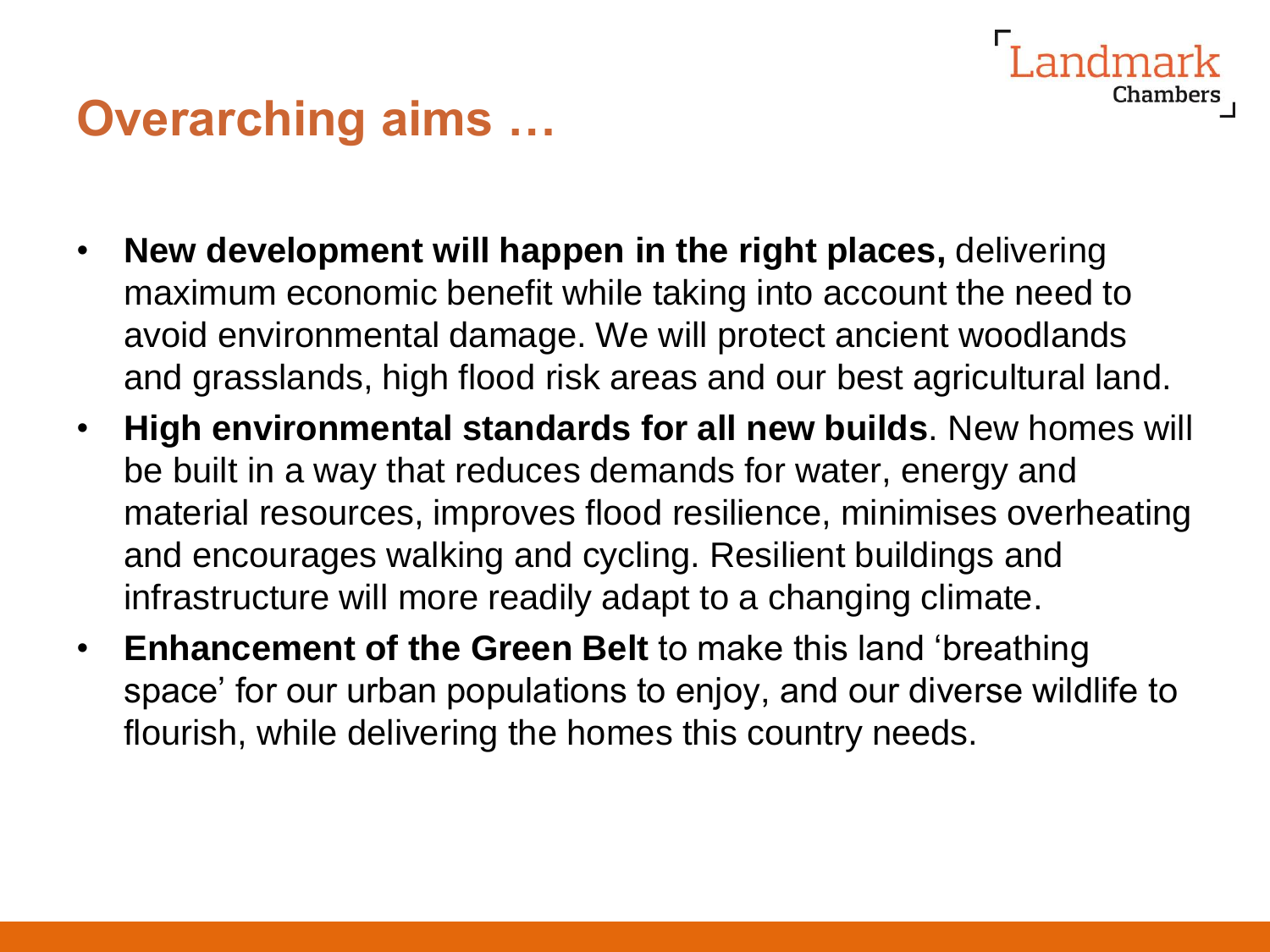# Overarching aims …

- **New development will happen in the right places,** delivering maximum economic benefit while taking into account the need to avoid environmental damage. We will protect ancient woodlands and grasslands, high flood risk areas and our best agricultural land.
- **High environmental standards for all new builds**. New homes will be built in a way that reduces demands for water, energy and material resources, improves flood resilience, minimises overheating and encourages walking and cycling. Resilient buildings and infrastructure will more readily adapt to a changing climate.
- **Enhancement of the Green Belt** to make this land 'breathing space' for our urban populations to enjoy, and our diverse wildlife to flourish, while delivering the homes this country needs.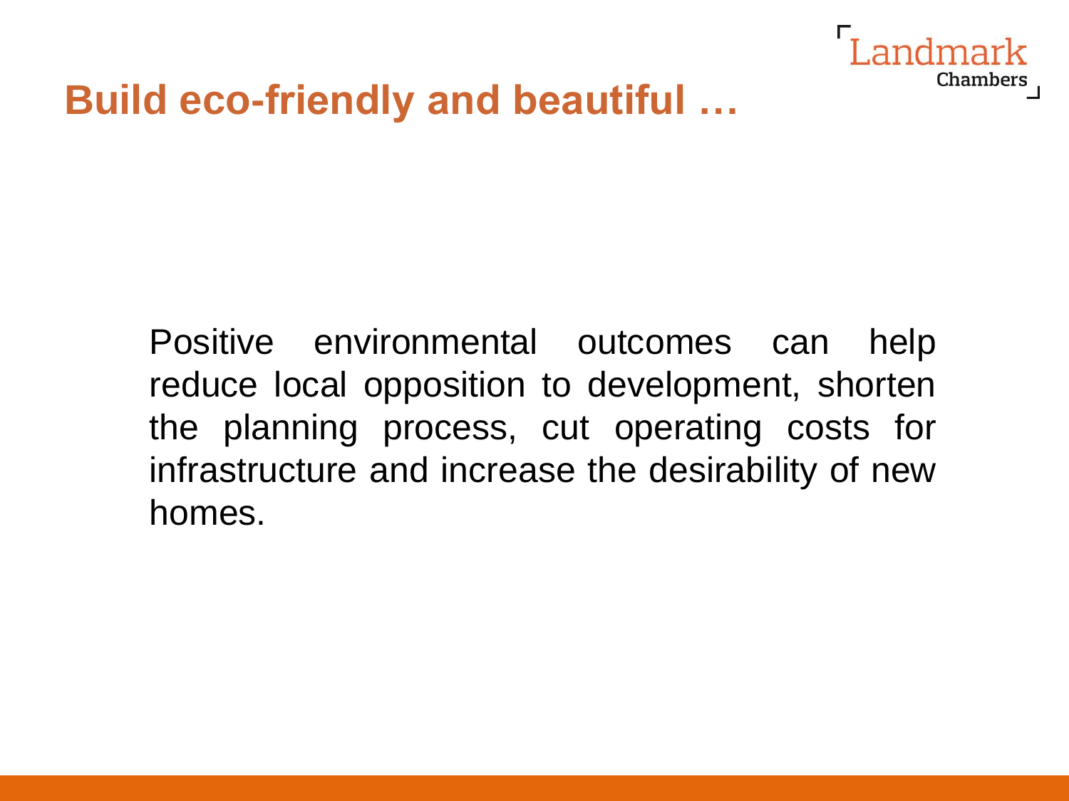## Build eco-friendly and beautiful …

Positive environmental outcomes can help reduce local opposition to development, shorten the planning process, cut operating costs for infrastructure and increase the desirability of new homes.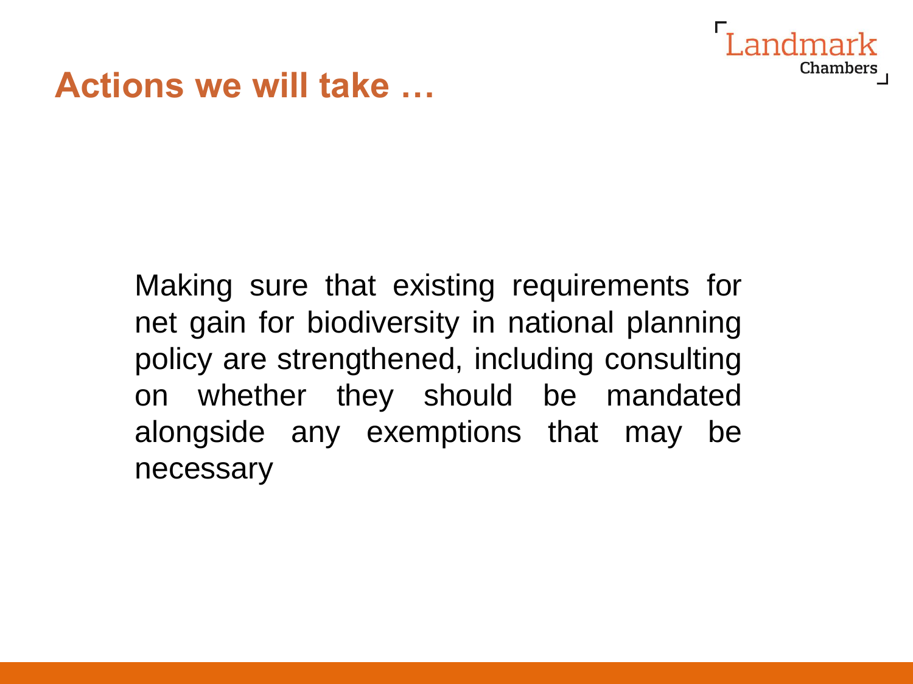## Actions we will take …

Making sure that existing requirements for net gain for biodiversity in national planning policy are strengthened, including consulting on whether they should be mandated alongside any exemptions that may be necessary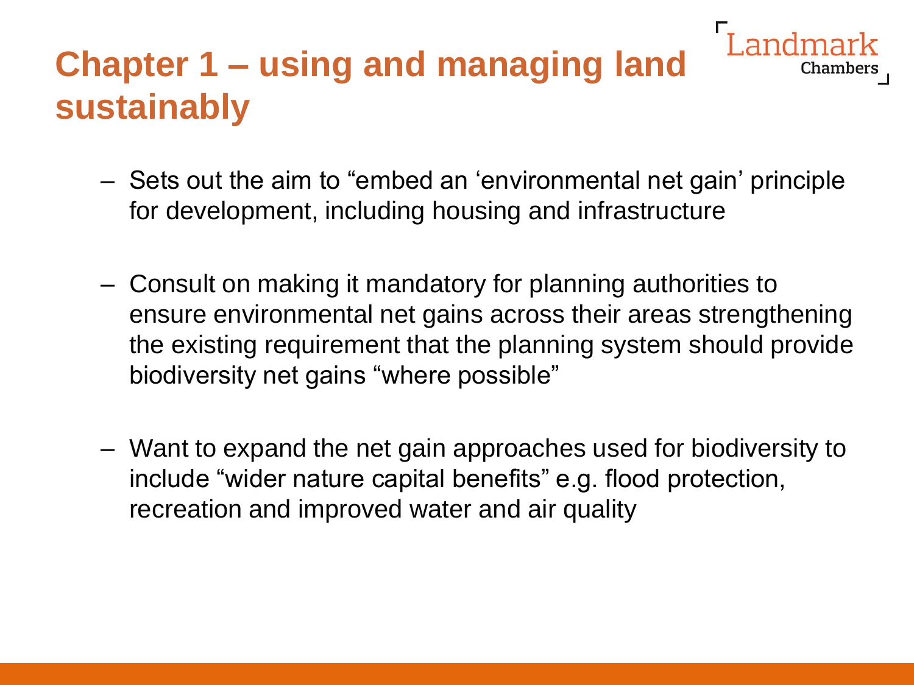# Chapter 1 – using and managing land sustainably

- Sets out the aim to "embed an 'environmental net gain' principle for development, including housing and infrastructure
- Consult on making it mandatory for planning authorities to ensure environmental net gains across their areas strengthening the existing requirement that the planning system should provide biodiversity net gains "where possible"
- Want to expand the net gain approaches used for biodiversity to include "wider nature capital benefits" e.g. flood protection, recreation and improved water and air quality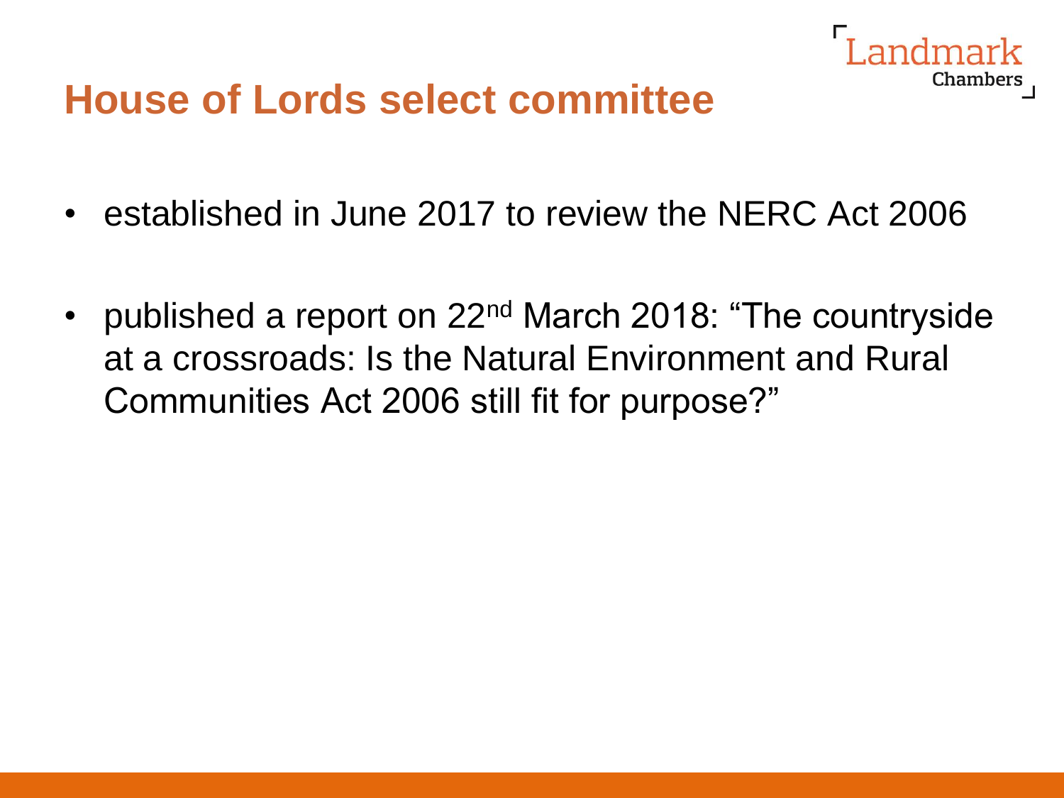# House of Lords select committee

- established in June 2017 to review the NERC Act 2006
- published a report on 22nd March 2018: "The countryside at a crossroads: Is the Natural Environment and Rural Communities Act 2006 still fit for purpose?"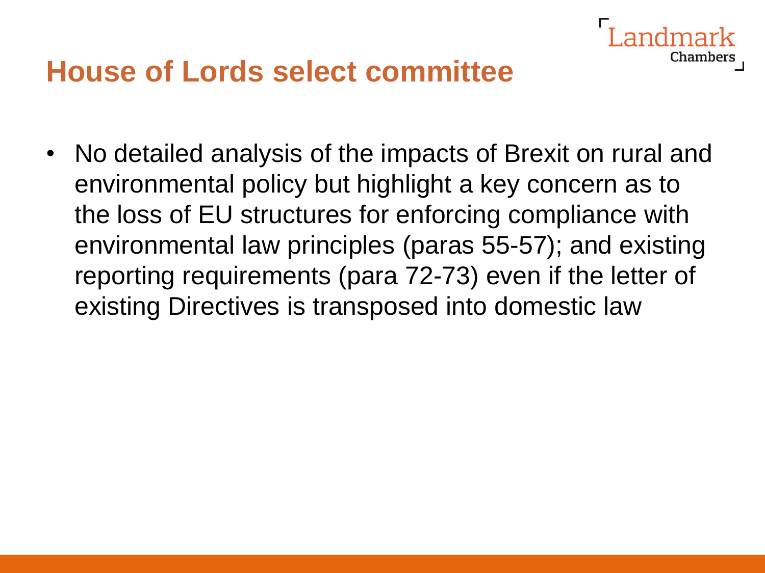# House of Lords select committee

- No detailed analysis of the impacts of Brexit on rural and environmental policy but highlight a key concern as to the loss of EU structures for enforcing compliance with environmental law principles (paras 55-57); and existing reporting requirements (para 72-73) even if the letter of existing Directives is transposed into domestic law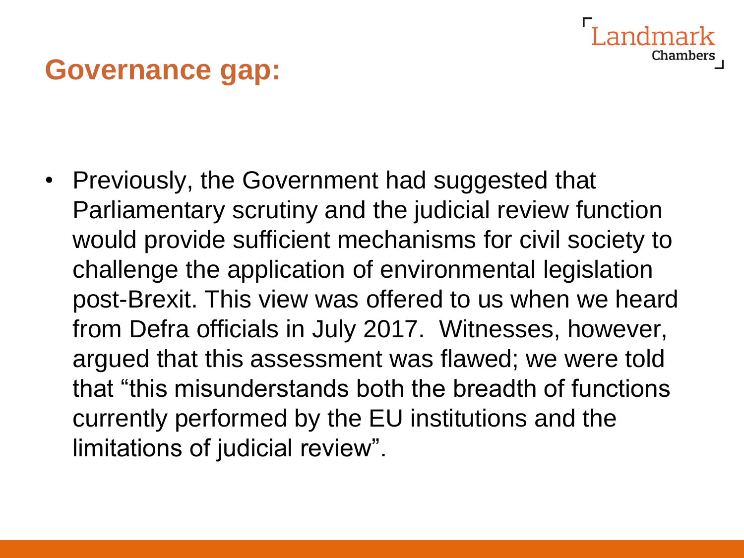## Governance gap:

- Previously, the Government had suggested that Parliamentary scrutiny and the judicial review function would provide sufficient mechanisms for civil society to challenge the application of environmental legislation post-Brexit. This view was offered to us when we heard from Defra officials in July 2017. Witnesses, however, argued that this assessment was flawed; we were told that "this misunderstands both the breadth of functions currently performed by the EU institutions and the limitations of judicial review".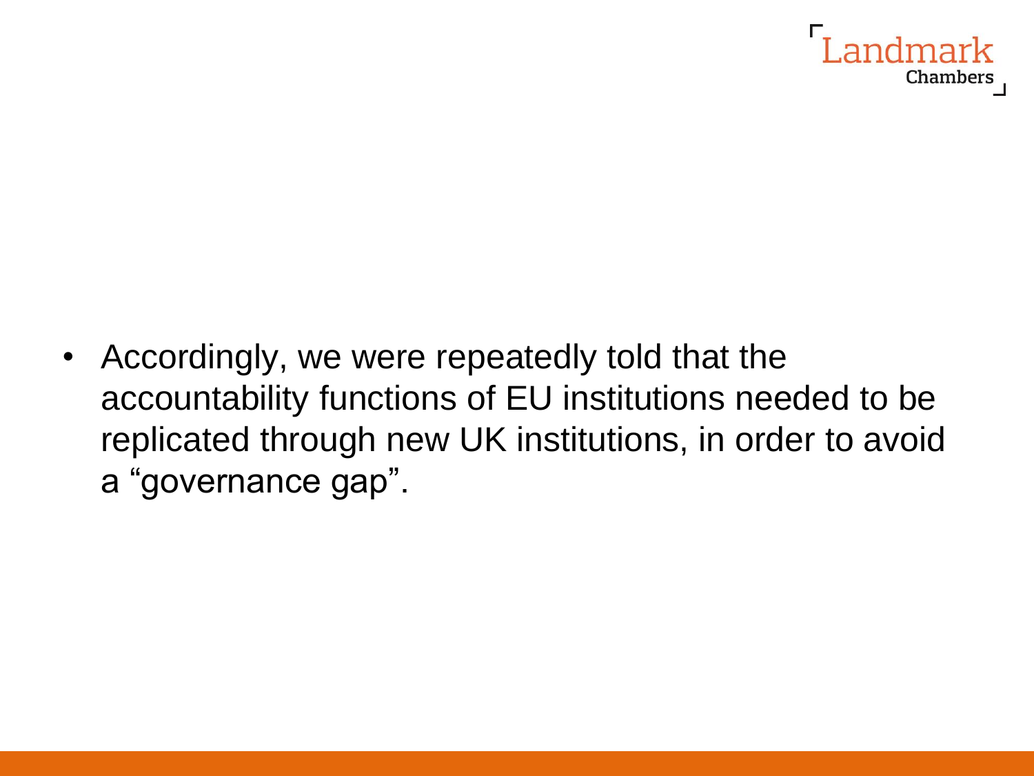- Accordingly, we were repeatedly told that the accountability functions of EU institutions needed to be replicated through new UK institutions, in order to avoid a “governance gap”.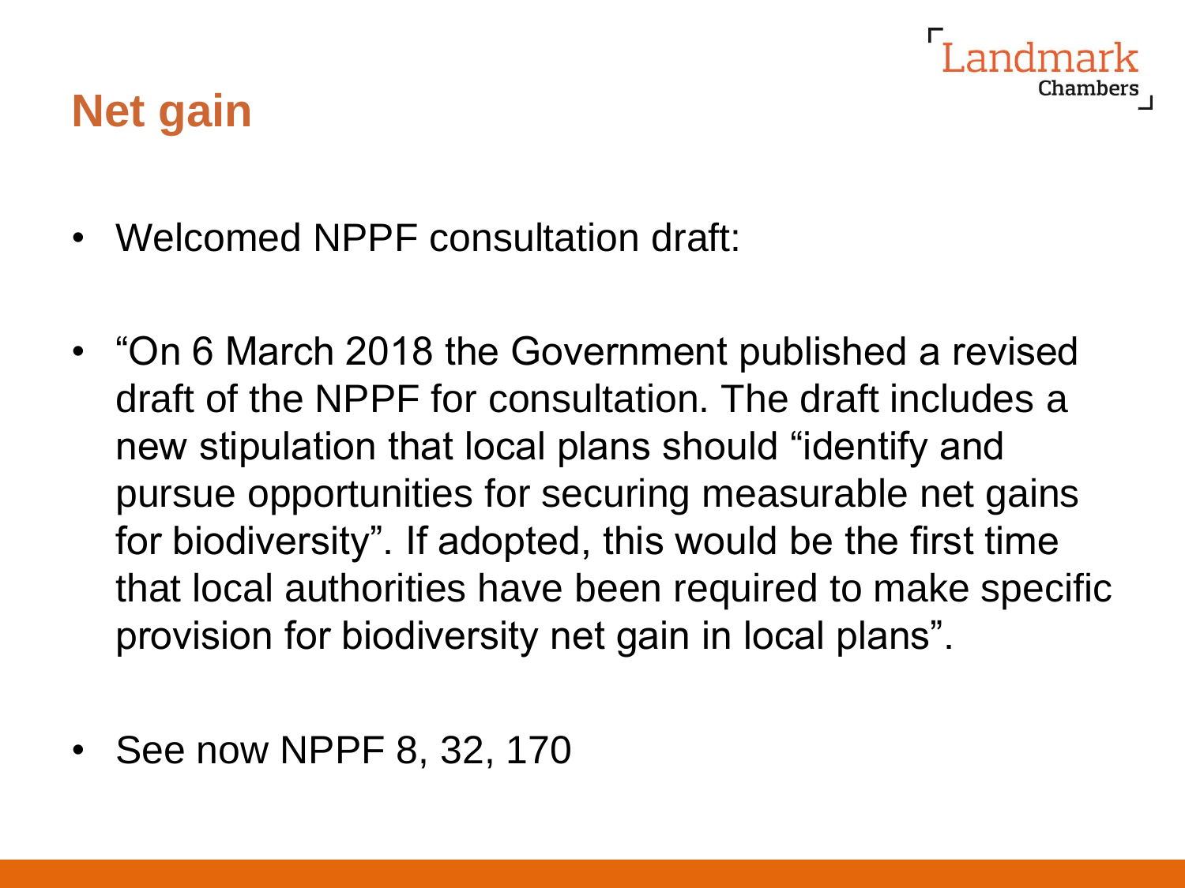# Net gain

- Welcomed NPPF consultation draft:
- "On 6 March 2018 the Government published a revised draft of the NPPF for consultation. The draft includes a new stipulation that local plans should "identify and pursue opportunities for securing measurable net gains for biodiversity". If adopted, this would be the first time that local authorities have been required to make specific provision for biodiversity net gain in local plans".
- See now NPPF 8, 32, 170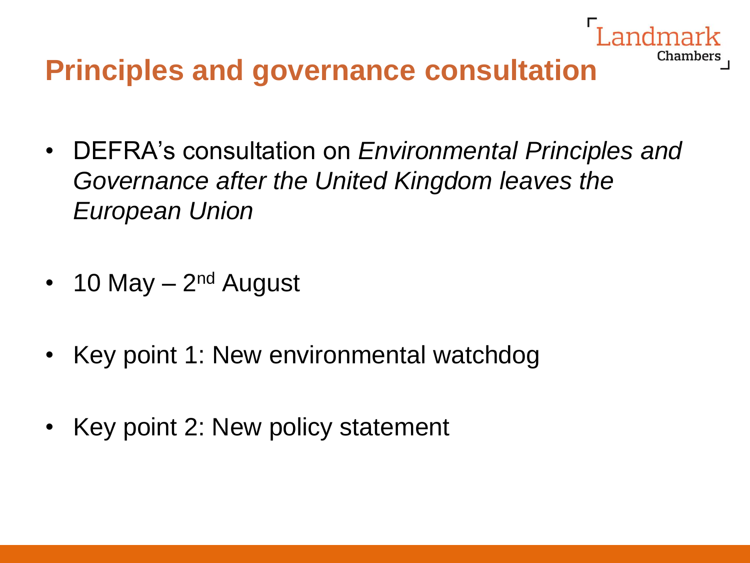# Principles and governance consultation

- DEFRA's consultation on *Environmental Principles and Governance after the United Kingdom leaves the European Union*
- 10 May – 2nd August
- Key point 1: New environmental watchdog
- Key point 2: New policy statement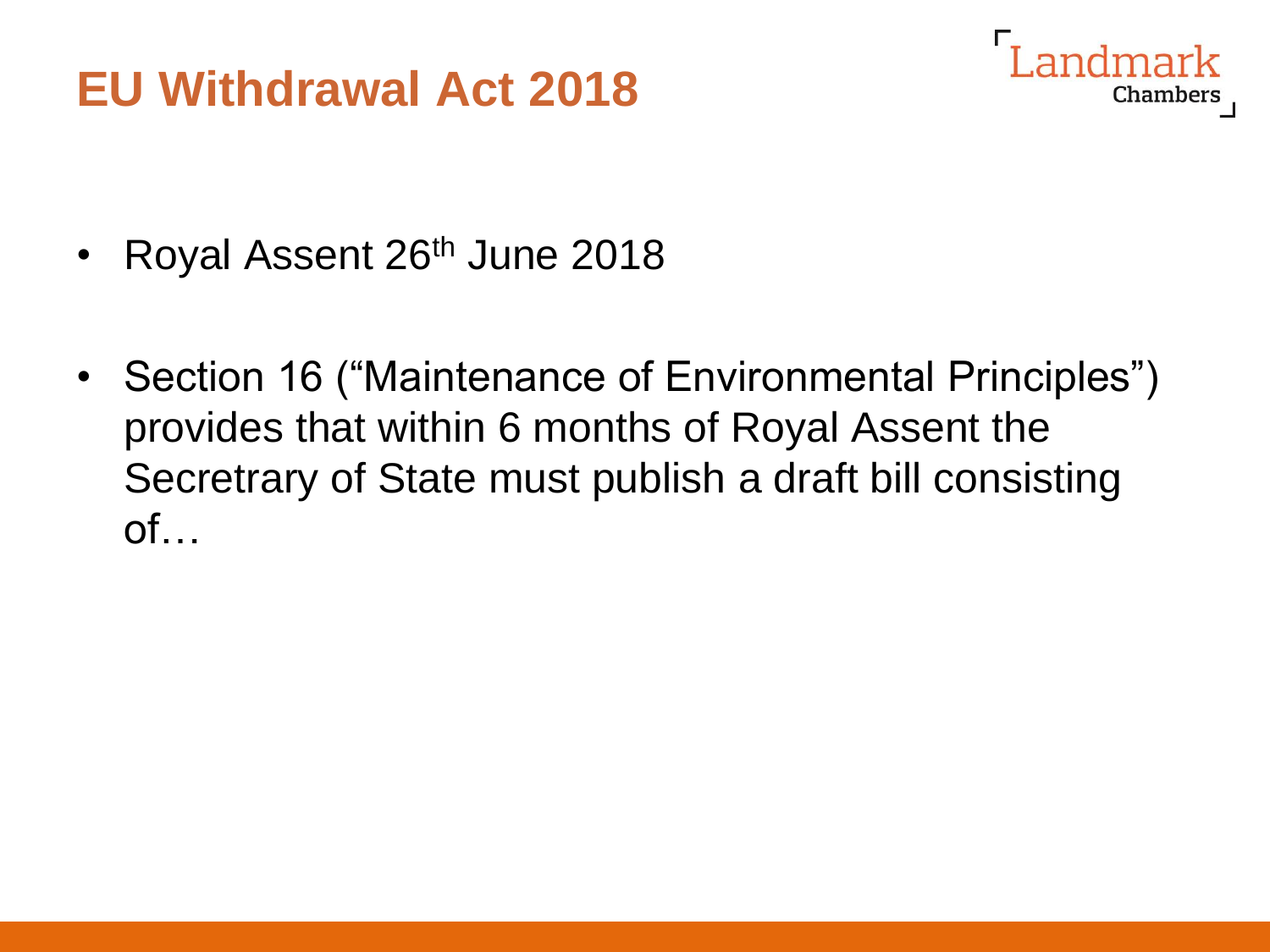# EU Withdrawal Act 2018

- Royal Assent 26th June 2018
- Section 16 ("Maintenance of Environmental Principles") provides that within 6 months of Royal Assent the Secretary of State must publish a draft bill consisting of…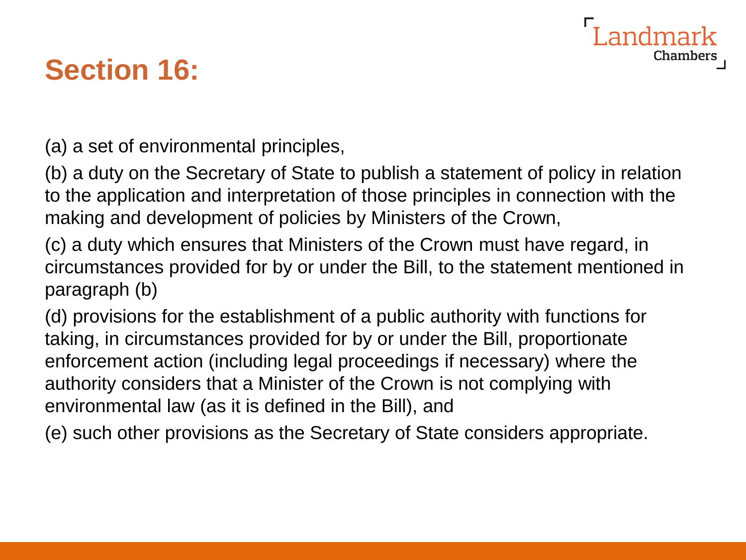# Section 16:

(a) a set of environmental principles,

(b) a duty on the Secretary of State to publish a statement of policy in relation to the application and interpretation of those principles in connection with the making and development of policies by Ministers of the Crown,

(c) a duty which ensures that Ministers of the Crown must have regard, in circumstances provided for by or under the Bill, to the statement mentioned in paragraph (b)

(d) provisions for the establishment of a public authority with functions for taking, in circumstances provided for by or under the Bill, proportionate enforcement action (including legal proceedings if necessary) where the authority considers that a Minister of the Crown is not complying with environmental law (as it is defined in the Bill), and

(e) such other provisions as the Secretary of State considers appropriate.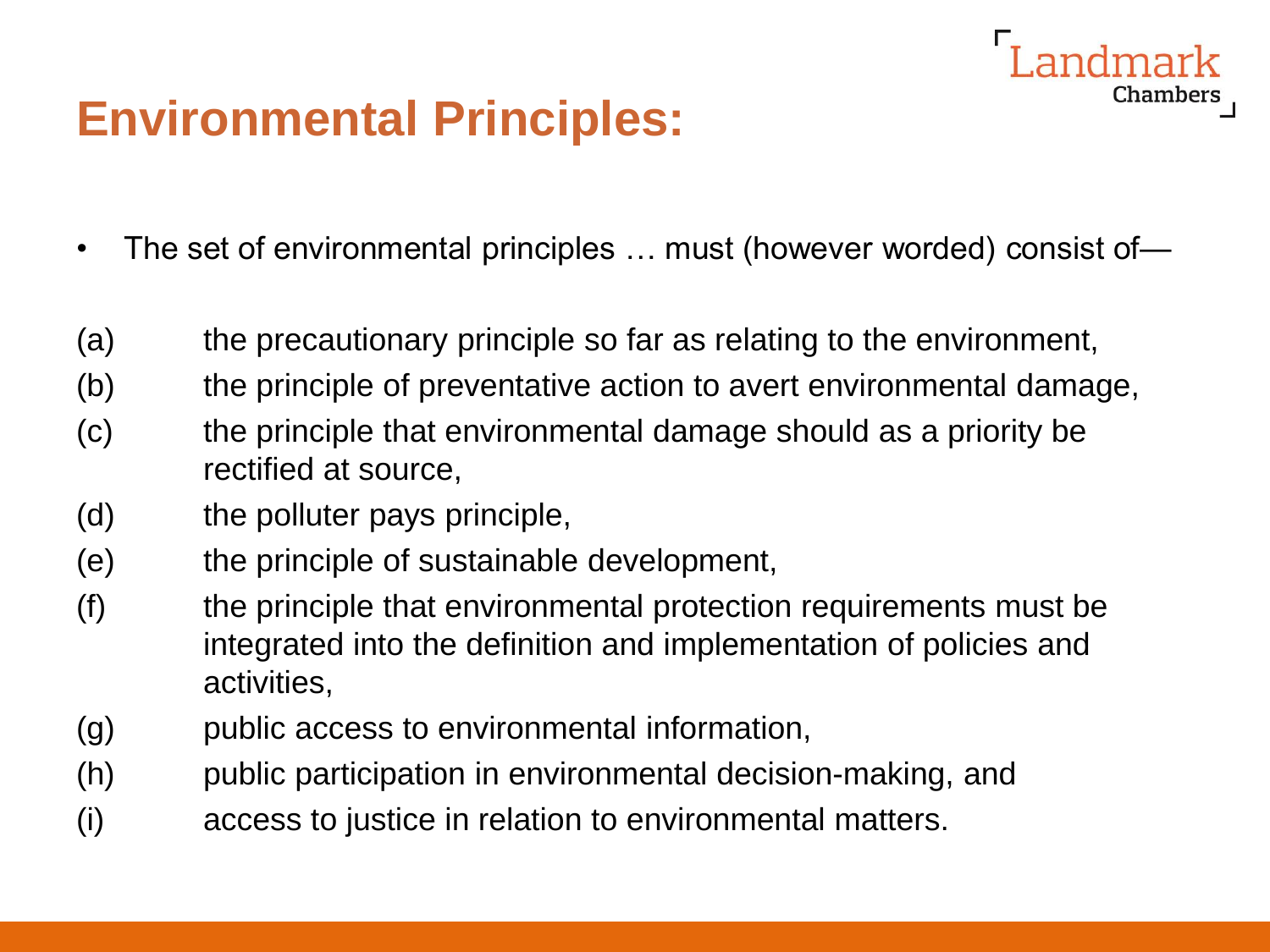# Environmental Principles:

- The set of environmental principles … must (however worded) consist of—

(a) the precautionary principle so far as relating to the environment,

(b) the principle of preventative action to avert environmental damage,

(c) the principle that environmental damage should as a priority be rectified at source,

(d) the polluter pays principle,

(e) the principle of sustainable development,

(f) the principle that environmental protection requirements must be integrated into the definition and implementation of policies and activities,

(g) public access to environmental information,

(h) public participation in environmental decision-making, and

(i) access to justice in relation to environmental matters.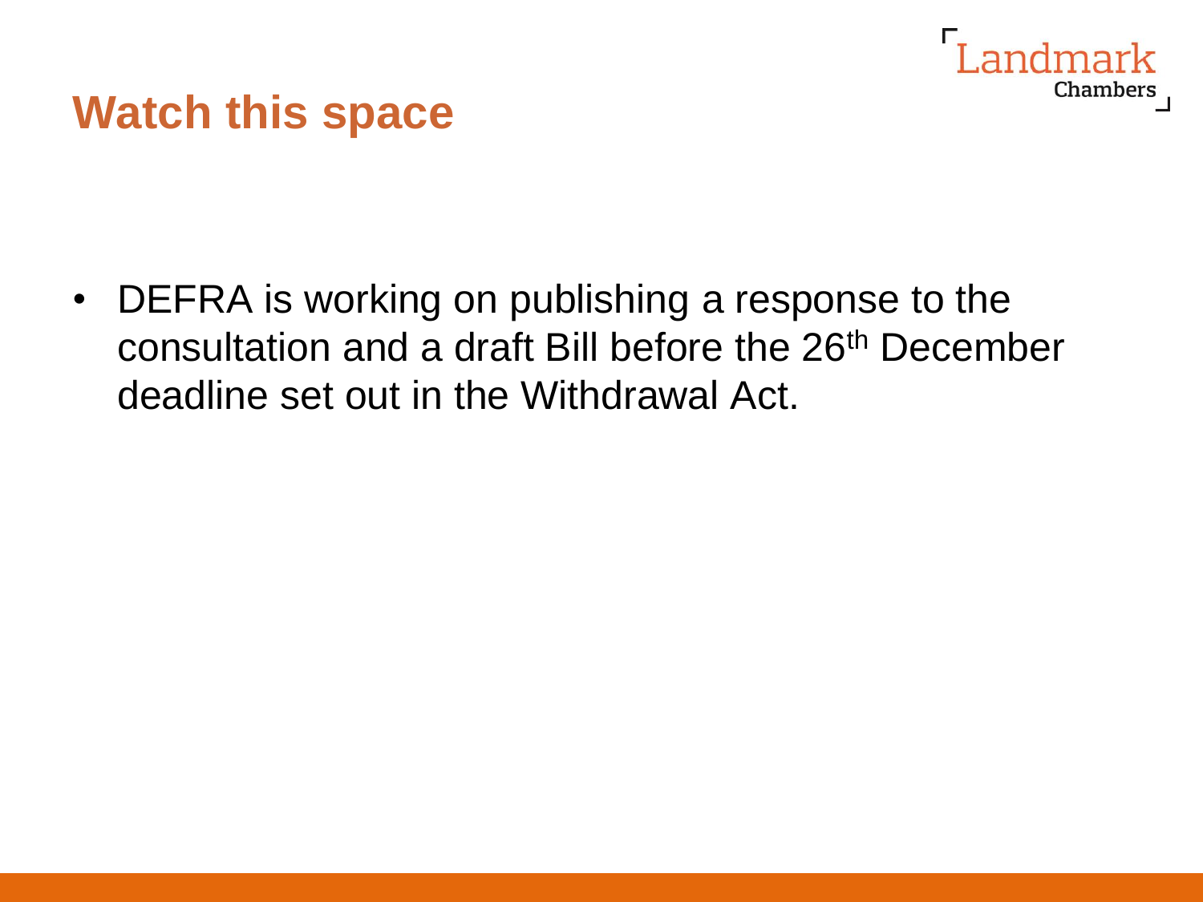# Watch this space

- DEFRA is working on publishing a response to the consultation and a draft Bill before the 26th December deadline set out in the Withdrawal Act.